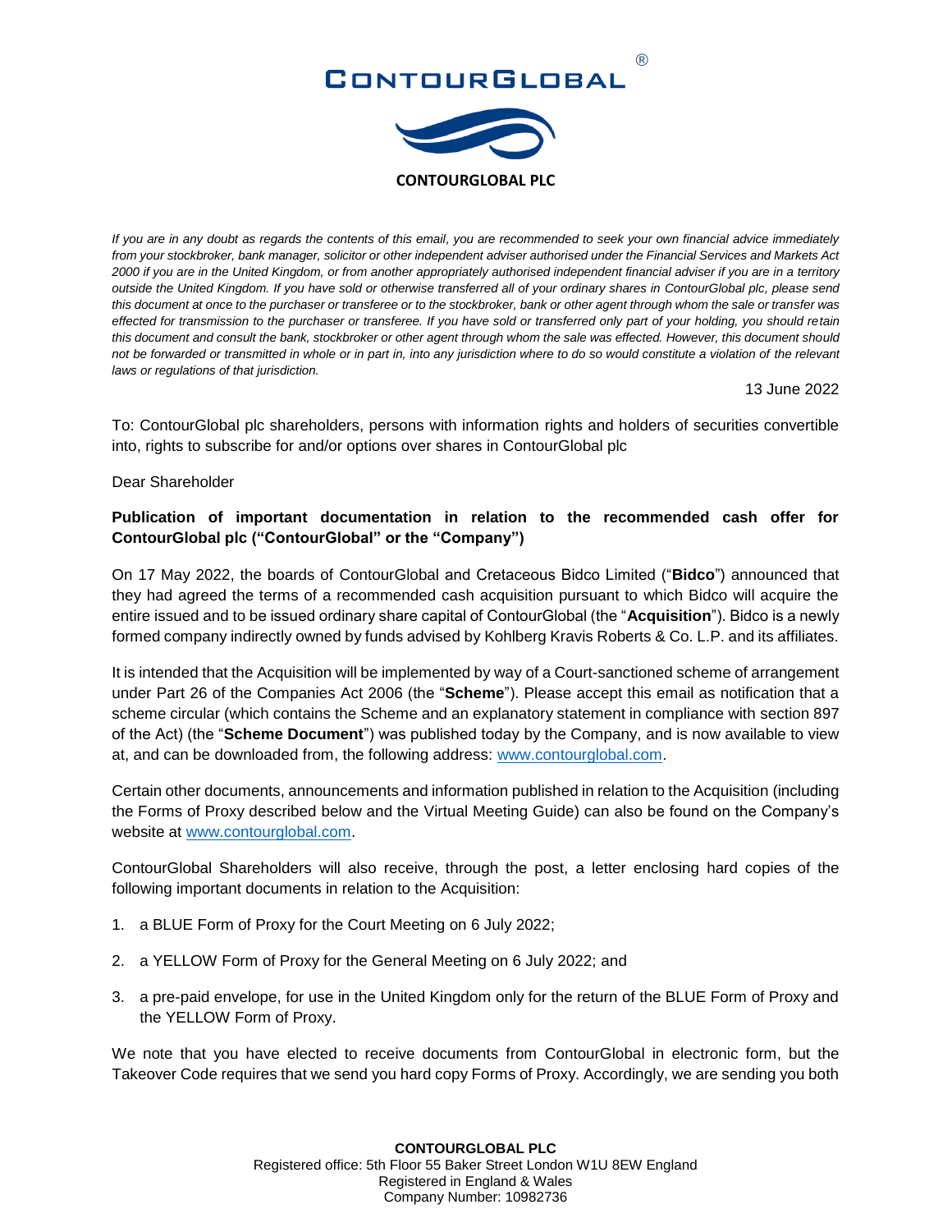# CONTOURGLOBAL®

**CONTOURGLOBAL PLC**

*If you are in any doubt as regards the contents of this email, you are recommended to seek your own financial advice immediately from your stockbroker, bank manager, solicitor or other independent adviser authorised under the Financial Services and Markets Act 2000 if you are in the United Kingdom, or from another appropriately authorised independent financial adviser if you are in a territory outside the United Kingdom. If you have sold or otherwise transferred all of your ordinary shares in ContourGlobal plc, please send this document at once to the purchaser or transferee or to the stockbroker, bank or other agent through whom the sale or transfer was effected for transmission to the purchaser or transferee. If you have sold or transferred only part of your holding, you should retain this document and consult the bank, stockbroker or other agent through whom the sale was effected. However, this document should not be forwarded or transmitted in whole or in part in, into any jurisdiction where to do so would constitute a violation of the relevant laws or regulations of that jurisdiction.*

13 June 2022

To: ContourGlobal plc shareholders, persons with information rights and holders of securities convertible into, rights to subscribe for and/or options over shares in ContourGlobal plc

Dear Shareholder

**Publication of important documentation in relation to the recommended cash offer for ContourGlobal plc ("ContourGlobal" or the "Company")**

On 17 May 2022, the boards of ContourGlobal and Cretaceous Bidco Limited ("**Bidco**") announced that they had agreed the terms of a recommended cash acquisition pursuant to which Bidco will acquire the entire issued and to be issued ordinary share capital of ContourGlobal (the "**Acquisition**"). Bidco is a newly formed company indirectly owned by funds advised by Kohlberg Kravis Roberts & Co. L.P. and its affiliates.

It is intended that the Acquisition will be implemented by way of a Court-sanctioned scheme of arrangement under Part 26 of the Companies Act 2006 (the "**Scheme**"). Please accept this email as notification that a scheme circular (which contains the Scheme and an explanatory statement in compliance with section 897 of the Act) (the "**Scheme Document**") was published today by the Company, and is now available to view at, and can be downloaded from, the following address: www.contourglobal.com.

Certain other documents, announcements and information published in relation to the Acquisition (including the Forms of Proxy described below and the Virtual Meeting Guide) can also be found on the Company's website at www.contourglobal.com.

ContourGlobal Shareholders will also receive, through the post, a letter enclosing hard copies of the following important documents in relation to the Acquisition:

1. a BLUE Form of Proxy for the Court Meeting on 6 July 2022;
2. a YELLOW Form of Proxy for the General Meeting on 6 July 2022; and
3. a pre-paid envelope, for use in the United Kingdom only for the return of the BLUE Form of Proxy and the YELLOW Form of Proxy.

We note that you have elected to receive documents from ContourGlobal in electronic form, but the Takeover Code requires that we send you hard copy Forms of Proxy. Accordingly, we are sending you both

**CONTOURGLOBAL PLC**
Registered office: 5th Floor 55 Baker Street London W1U 8EW England
Registered in England & Wales
Company Number: 10982736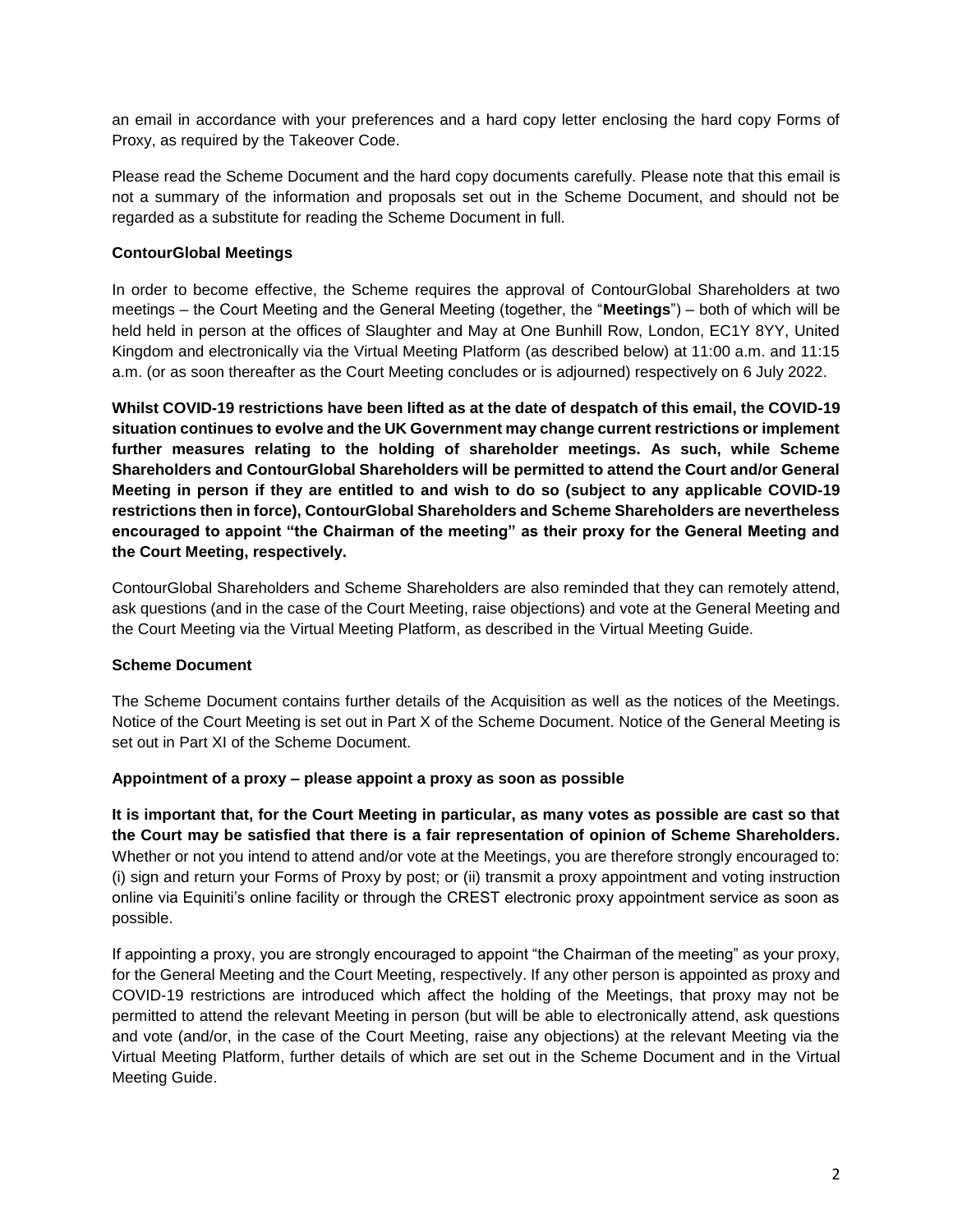an email in accordance with your preferences and a hard copy letter enclosing the hard copy Forms of Proxy, as required by the Takeover Code.

Please read the Scheme Document and the hard copy documents carefully. Please note that this email is not a summary of the information and proposals set out in the Scheme Document, and should not be regarded as a substitute for reading the Scheme Document in full.

**ContourGlobal Meetings**

In order to become effective, the Scheme requires the approval of ContourGlobal Shareholders at two meetings – the Court Meeting and the General Meeting (together, the "**Meetings**") – both of which will be held held in person at the offices of Slaughter and May at One Bunhill Row, London, EC1Y 8YY, United Kingdom and electronically via the Virtual Meeting Platform (as described below) at 11:00 a.m. and 11:15 a.m. (or as soon thereafter as the Court Meeting concludes or is adjourned) respectively on 6 July 2022.

**Whilst COVID-19 restrictions have been lifted as at the date of despatch of this email, the COVID-19 situation continues to evolve and the UK Government may change current restrictions or implement further measures relating to the holding of shareholder meetings. As such, while Scheme Shareholders and ContourGlobal Shareholders will be permitted to attend the Court and/or General Meeting in person if they are entitled to and wish to do so (subject to any applicable COVID-19 restrictions then in force), ContourGlobal Shareholders and Scheme Shareholders are nevertheless encouraged to appoint "the Chairman of the meeting" as their proxy for the General Meeting and the Court Meeting, respectively.**

ContourGlobal Shareholders and Scheme Shareholders are also reminded that they can remotely attend, ask questions (and in the case of the Court Meeting, raise objections) and vote at the General Meeting and the Court Meeting via the Virtual Meeting Platform, as described in the Virtual Meeting Guide.

**Scheme Document**

The Scheme Document contains further details of the Acquisition as well as the notices of the Meetings. Notice of the Court Meeting is set out in Part X of the Scheme Document. Notice of the General Meeting is set out in Part XI of the Scheme Document.

**Appointment of a proxy – please appoint a proxy as soon as possible**

**It is important that, for the Court Meeting in particular, as many votes as possible are cast so that the Court may be satisfied that there is a fair representation of opinion of Scheme Shareholders.** Whether or not you intend to attend and/or vote at the Meetings, you are therefore strongly encouraged to: (i) sign and return your Forms of Proxy by post; or (ii) transmit a proxy appointment and voting instruction online via Equiniti's online facility or through the CREST electronic proxy appointment service as soon as possible.

If appointing a proxy, you are strongly encouraged to appoint "the Chairman of the meeting" as your proxy, for the General Meeting and the Court Meeting, respectively. If any other person is appointed as proxy and COVID-19 restrictions are introduced which affect the holding of the Meetings, that proxy may not be permitted to attend the relevant Meeting in person (but will be able to electronically attend, ask questions and vote (and/or, in the case of the Court Meeting, raise any objections) at the relevant Meeting via the Virtual Meeting Platform, further details of which are set out in the Scheme Document and in the Virtual Meeting Guide.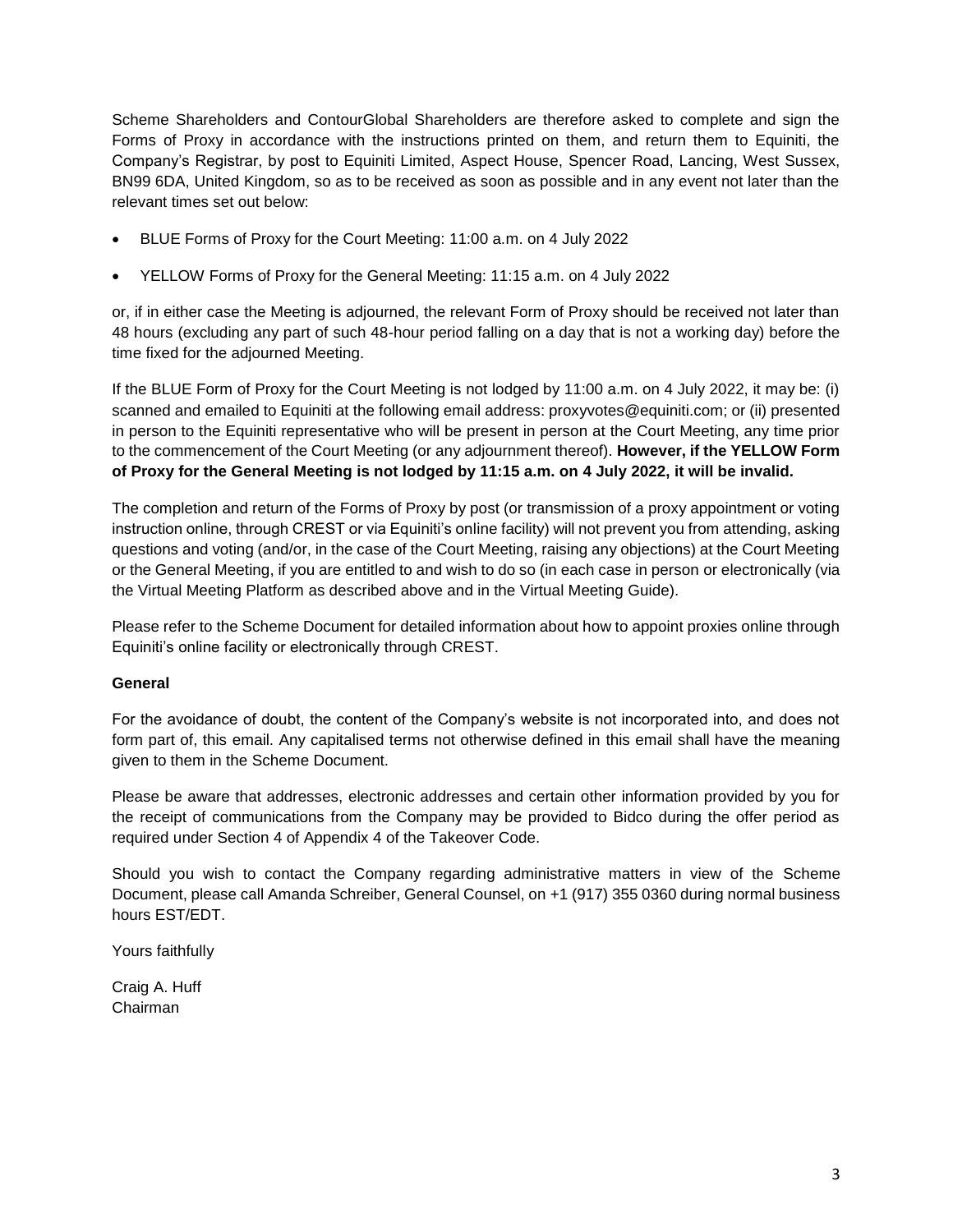Scheme Shareholders and ContourGlobal Shareholders are therefore asked to complete and sign the Forms of Proxy in accordance with the instructions printed on them, and return them to Equiniti, the Company's Registrar, by post to Equiniti Limited, Aspect House, Spencer Road, Lancing, West Sussex, BN99 6DA, United Kingdom, so as to be received as soon as possible and in any event not later than the relevant times set out below:

- BLUE Forms of Proxy for the Court Meeting: 11:00 a.m. on 4 July 2022
- YELLOW Forms of Proxy for the General Meeting: 11:15 a.m. on 4 July 2022

or, if in either case the Meeting is adjourned, the relevant Form of Proxy should be received not later than 48 hours (excluding any part of such 48-hour period falling on a day that is not a working day) before the time fixed for the adjourned Meeting.

If the BLUE Form of Proxy for the Court Meeting is not lodged by 11:00 a.m. on 4 July 2022, it may be: (i) scanned and emailed to Equiniti at the following email address: proxyvotes@equiniti.com; or (ii) presented in person to the Equiniti representative who will be present in person at the Court Meeting, any time prior to the commencement of the Court Meeting (or any adjournment thereof). **However, if the YELLOW Form of Proxy for the General Meeting is not lodged by 11:15 a.m. on 4 July 2022, it will be invalid.**

The completion and return of the Forms of Proxy by post (or transmission of a proxy appointment or voting instruction online, through CREST or via Equiniti's online facility) will not prevent you from attending, asking questions and voting (and/or, in the case of the Court Meeting, raising any objections) at the Court Meeting or the General Meeting, if you are entitled to and wish to do so (in each case in person or electronically (via the Virtual Meeting Platform as described above and in the Virtual Meeting Guide).

Please refer to the Scheme Document for detailed information about how to appoint proxies online through Equiniti's online facility or electronically through CREST.

**General**

For the avoidance of doubt, the content of the Company's website is not incorporated into, and does not form part of, this email. Any capitalised terms not otherwise defined in this email shall have the meaning given to them in the Scheme Document.

Please be aware that addresses, electronic addresses and certain other information provided by you for the receipt of communications from the Company may be provided to Bidco during the offer period as required under Section 4 of Appendix 4 of the Takeover Code.

Should you wish to contact the Company regarding administrative matters in view of the Scheme Document, please call Amanda Schreiber, General Counsel, on +1 (917) 355 0360 during normal business hours EST/EDT.

Yours faithfully

Craig A. Huff
Chairman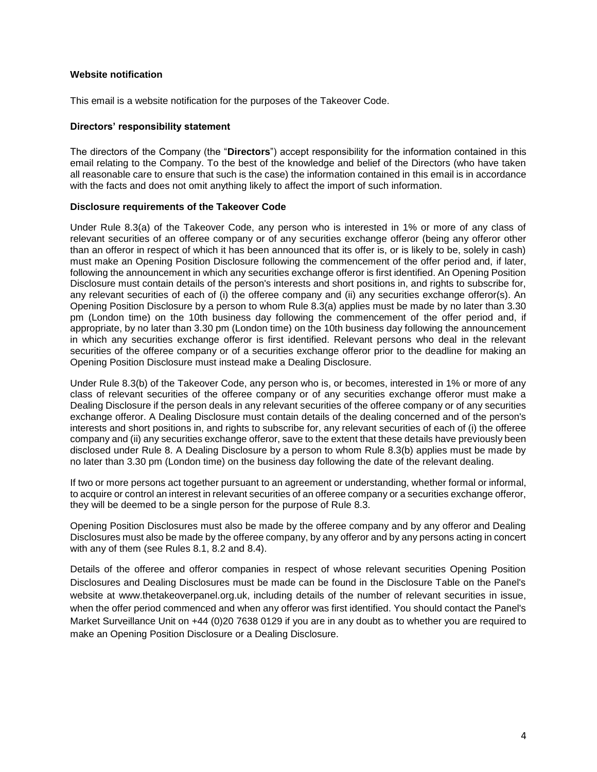**Website notification**

This email is a website notification for the purposes of the Takeover Code.

**Directors' responsibility statement**

The directors of the Company (the "**Directors**") accept responsibility for the information contained in this email relating to the Company. To the best of the knowledge and belief of the Directors (who have taken all reasonable care to ensure that such is the case) the information contained in this email is in accordance with the facts and does not omit anything likely to affect the import of such information.

**Disclosure requirements of the Takeover Code**

Under Rule 8.3(a) of the Takeover Code, any person who is interested in 1% or more of any class of relevant securities of an offeree company or of any securities exchange offeror (being any offeror other than an offeror in respect of which it has been announced that its offer is, or is likely to be, solely in cash) must make an Opening Position Disclosure following the commencement of the offer period and, if later, following the announcement in which any securities exchange offeror is first identified. An Opening Position Disclosure must contain details of the person's interests and short positions in, and rights to subscribe for, any relevant securities of each of (i) the offeree company and (ii) any securities exchange offeror(s). An Opening Position Disclosure by a person to whom Rule 8.3(a) applies must be made by no later than 3.30 pm (London time) on the 10th business day following the commencement of the offer period and, if appropriate, by no later than 3.30 pm (London time) on the 10th business day following the announcement in which any securities exchange offeror is first identified. Relevant persons who deal in the relevant securities of the offeree company or of a securities exchange offeror prior to the deadline for making an Opening Position Disclosure must instead make a Dealing Disclosure.

Under Rule 8.3(b) of the Takeover Code, any person who is, or becomes, interested in 1% or more of any class of relevant securities of the offeree company or of any securities exchange offeror must make a Dealing Disclosure if the person deals in any relevant securities of the offeree company or of any securities exchange offeror. A Dealing Disclosure must contain details of the dealing concerned and of the person's interests and short positions in, and rights to subscribe for, any relevant securities of each of (i) the offeree company and (ii) any securities exchange offeror, save to the extent that these details have previously been disclosed under Rule 8. A Dealing Disclosure by a person to whom Rule 8.3(b) applies must be made by no later than 3.30 pm (London time) on the business day following the date of the relevant dealing.

If two or more persons act together pursuant to an agreement or understanding, whether formal or informal, to acquire or control an interest in relevant securities of an offeree company or a securities exchange offeror, they will be deemed to be a single person for the purpose of Rule 8.3.

Opening Position Disclosures must also be made by the offeree company and by any offeror and Dealing Disclosures must also be made by the offeree company, by any offeror and by any persons acting in concert with any of them (see Rules 8.1, 8.2 and 8.4).

Details of the offeree and offeror companies in respect of whose relevant securities Opening Position Disclosures and Dealing Disclosures must be made can be found in the Disclosure Table on the Panel's website at www.thetakeoverpanel.org.uk, including details of the number of relevant securities in issue, when the offer period commenced and when any offeror was first identified. You should contact the Panel's Market Surveillance Unit on +44 (0)20 7638 0129 if you are in any doubt as to whether you are required to make an Opening Position Disclosure or a Dealing Disclosure.